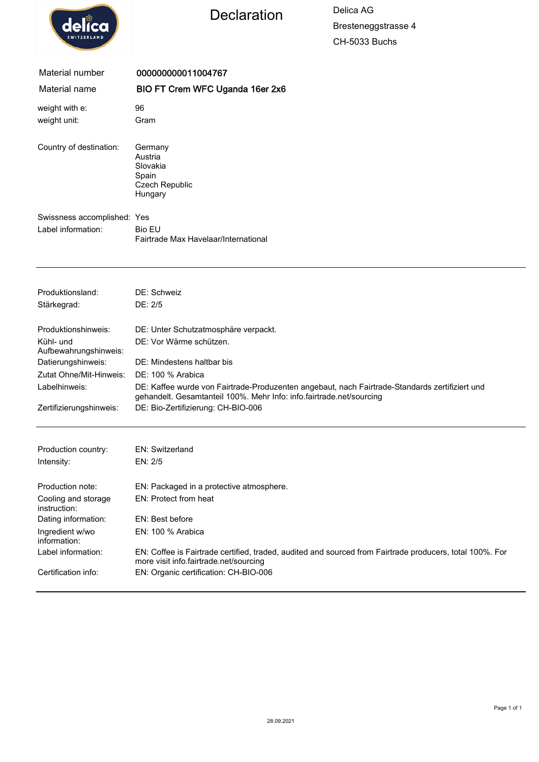# Declaration

Delica AG
Bresteneggstrasse 4
CH-5033 Buchs

| | |
|---|---|
| Material number | **000000000011004767** |
| Material name | **BIO FT Crem WFC Uganda 16er 2x6** |

| | |
|---|---|
| weight with e: | 96 |
| weight unit: | Gram |
| Country of destination: | Germany<br>Austria<br>Slovakia<br>Spain<br>Czech Republic<br>Hungary |
| Swissness accomplished: | Yes |
| Label information: | Bio EU<br>Fairtrade Max Havelaar/International |

---

| | |
|---|---|
| Produktionsland: | DE: Schweiz |
| Stärkegrad: | DE: 2/5 |
| Produktionshinweis: | DE: Unter Schutzatmosphäre verpackt. |
| Kühl- und Aufbewahrungshinweis: | DE: Vor Wärme schützen. |
| Datierungshinweis: | DE: Mindestens haltbar bis |
| Zutat Ohne/Mit-Hinweis: | DE: 100 % Arabica |
| Labelhinweis: | DE: Kaffee wurde von Fairtrade-Produzenten angebaut, nach Fairtrade-Standards zertifiziert und gehandelt. Gesamtanteil 100%. Mehr Info: info.fairtrade.net/sourcing |
| Zertifizierungshinweis: | DE: Bio-Zertifizierung: CH-BIO-006 |

---

| | |
|---|---|
| Production country: | EN: Switzerland |
| Intensity: | EN: 2/5 |
| Production note: | EN: Packaged in a protective atmosphere. |
| Cooling and storage instruction: | EN: Protect from heat |
| Dating information: | EN: Best before |
| Ingredient w/wo information: | EN: 100 % Arabica |
| Label information: | EN: Coffee is Fairtrade certified, traded, audited and sourced from Fairtrade producers, total 100%. For more visit info.fairtrade.net/sourcing |
| Certification info: | EN: Organic certification: CH-BIO-006 |

---

28.09.2021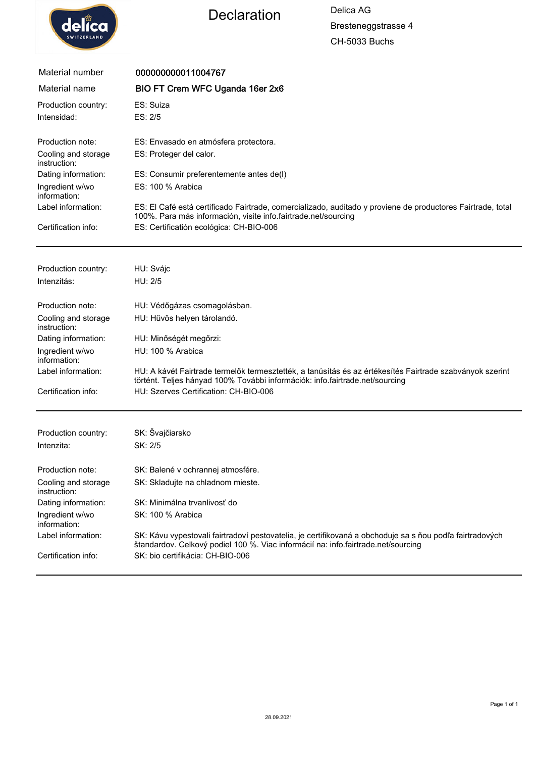# Declaration

Delica AG
Bresteneggstrasse 4
CH-5033 Buchs

| | |
|---|---|
| Material number | **000000000011004767** |
| Material name | **BIO FT Crem WFC Uganda 16er 2x6** |
| Production country: | ES: Suiza |
| Intensidad: | ES: 2/5 |
| Production note: | ES: Envasado en atmósfera protectora. |
| Cooling and storage instruction: | ES: Proteger del calor. |
| Dating information: | ES: Consumir preferentemente antes de(l) |
| Ingredient w/wo information: | ES: 100 % Arabica |
| Label information: | ES: El Café está certificado Fairtrade, comercializado, auditado y proviene de productores Fairtrade, total 100%. Para más información, visite info.fairtrade.net/sourcing |
| Certification info: | ES: Certificación ecológica: CH-BIO-006 |

---

| | |
|---|---|
| Production country: | HU: Svájc |
| Intenzitás: | HU: 2/5 |
| Production note: | HU: Védőgázas csomagolásban. |
| Cooling and storage instruction: | HU: Hűvös helyen tárolandó. |
| Dating information: | HU: Minőségét megőrzi: |
| Ingredient w/wo information: | HU: 100 % Arabica |
| Label information: | HU: A kávét Fairtrade termelők termesztették, a tanúsítás és az értékesítés Fairtrade szabványok szerint történt. Teljes hányad 100% További információk: info.fairtrade.net/sourcing |
| Certification info: | HU: Szerves Certification: CH-BIO-006 |

---

| | |
|---|---|
| Production country: | SK: Švajčiarsko |
| Intenzita: | SK: 2/5 |
| Production note: | SK: Balené v ochrannej atmosfére. |
| Cooling and storage instruction: | SK: Skladujte na chladnom mieste. |
| Dating information: | SK: Minimálna trvanlivosť do |
| Ingredient w/wo information: | SK: 100 % Arabica |
| Label information: | SK: Kávu vypestovali fairtradoví pestovatelia, je certifikovaná a obchoduje sa s ňou podľa fairtradových štandardov. Celkový podiel 100 %. Viac informácií na: info.fairtrade.net/sourcing |
| Certification info: | SK: bio certifikácia: CH-BIO-006 |

---

28.09.2021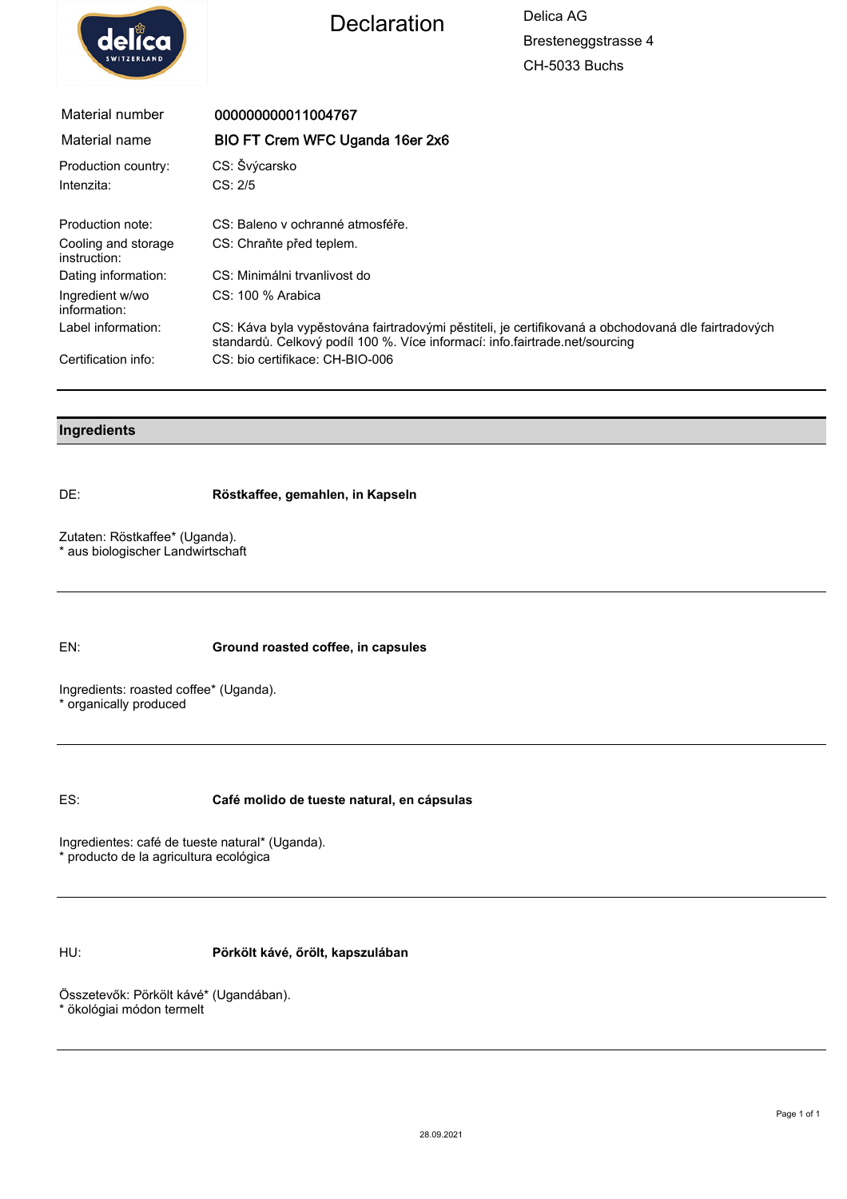# Declaration

Delica AG
Bresteneggstrasse 4
CH-5033 Buchs

| | |
|---|---|
| Material number | 000000000011004767 |
| Material name | BIO FT Crem WFC Uganda 16er 2x6 |
| Production country: | CS: Švýcarsko |
| Intenzita: | CS: 2/5 |
| Production note: | CS: Baleno v ochranné atmosféře. |
| Cooling and storage instruction: | CS: Chraňte před teplem. |
| Dating information: | CS: Minimálni trvanlivost do |
| Ingredient w/wo information: | CS: 100 % Arabica |
| Label information: | CS: Káva byla vypěstována fairtradovými pěstiteli, je certifikovaná a obchodovaná dle fairtradových standardů. Celkový podíl 100 %. Více informací: info.fairtrade.net/sourcing |
| Certification info: | CS: bio certifikace: CH-BIO-006 |

---

## Ingredients

DE: **Röstkaffee, gemahlen, in Kapseln**

Zutaten: Röstkaffee* (Uganda).
* aus biologischer Landwirtschaft

---

EN: **Ground roasted coffee, in capsules**

Ingredients: roasted coffee* (Uganda).
* organically produced

---

ES: **Café molido de tueste natural, en cápsulas**

Ingredientes: café de tueste natural* (Uganda).
* producto de la agricultura ecológica

---

HU: **Pörkölt kávé, őrölt, kapszulában**

Összetevők: Pörkölt kávé* (Ugandában).
* ökológiai módon termelt

---

28.09.2021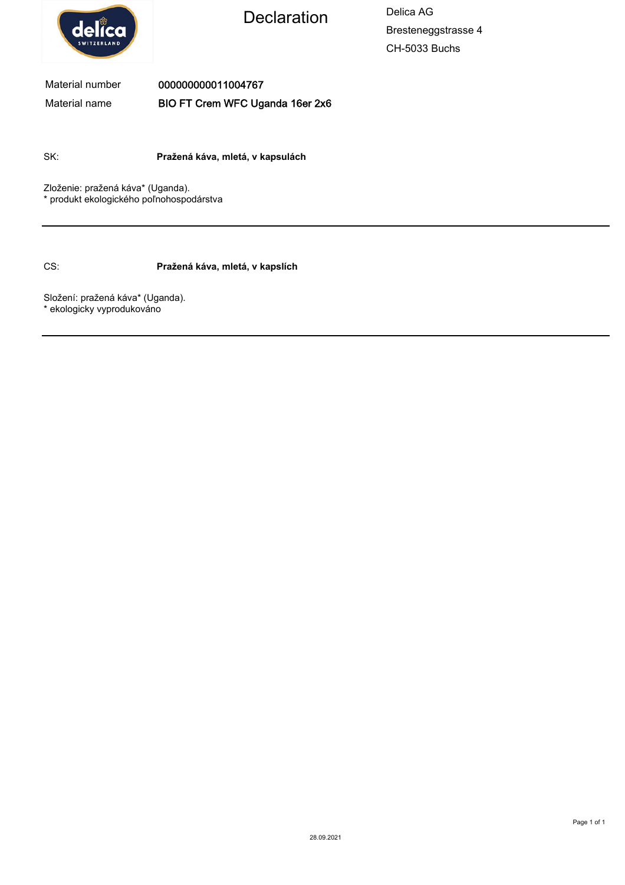# Declaration

Delica AG
Bresteneggstrasse 4
CH-5033 Buchs

| | |
|---|---|
| Material number | **000000000011004767** |
| Material name | **BIO FT Crem WFC Uganda 16er 2x6** |

SK: **Pražená káva, mletá, v kapsulách**

Zloženie: pražená káva* (Uganda).
* produkt ekologického poľnohospodárstva

---

CS: **Pražená káva, mletá, v kapslích**

Složení: pražená káva* (Uganda).
* ekologicky vyprodukováno

---

28.09.2021